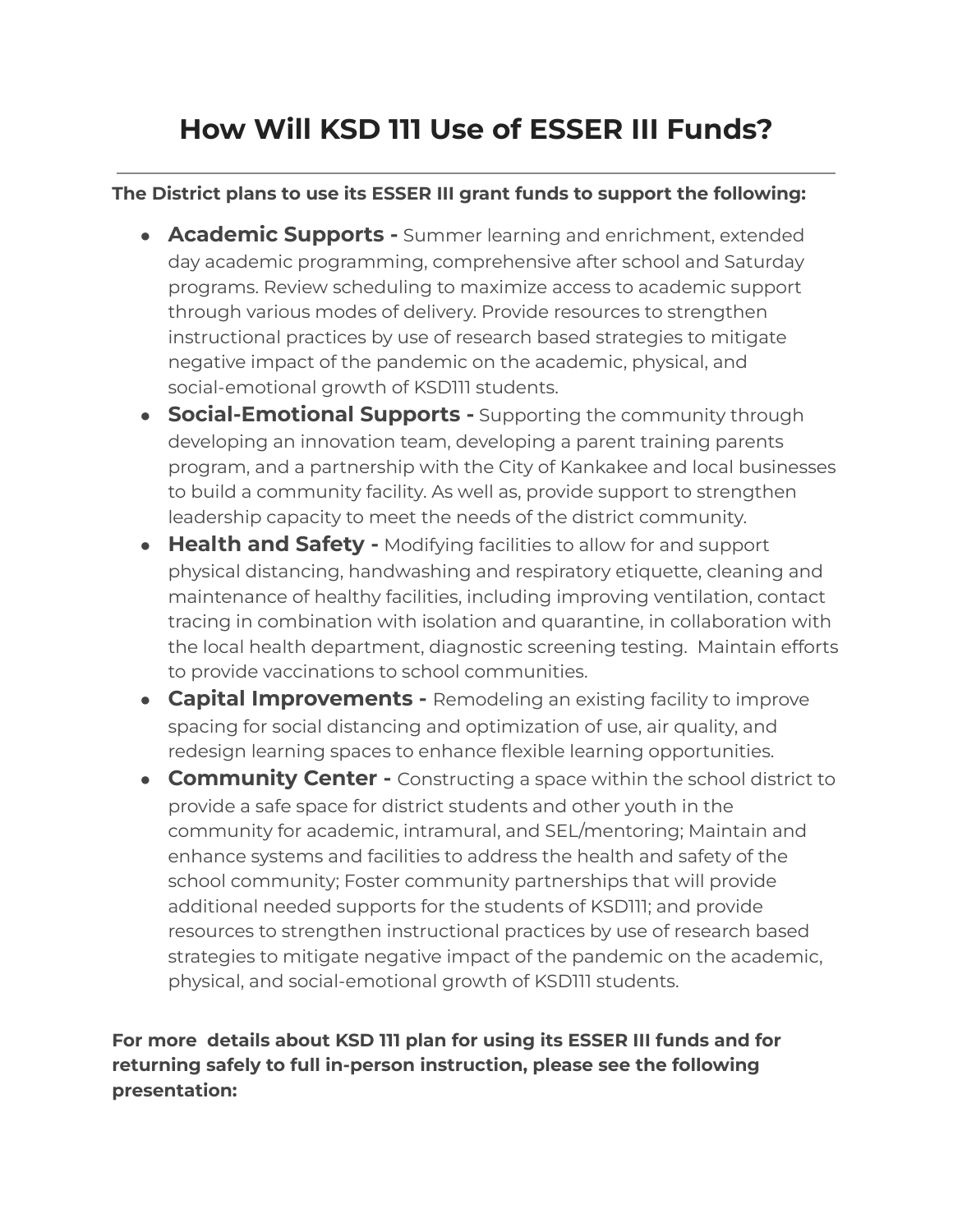# How Will KSD 111 Use of ESSER III Funds?

---

**The District plans to use its ESSER III grant funds to support the following:**

- **Academic Supports -** Summer learning and enrichment, extended day academic programming, comprehensive after school and Saturday programs. Review scheduling to maximize access to academic support through various modes of delivery. Provide resources to strengthen instructional practices by use of research based strategies to mitigate negative impact of the pandemic on the academic, physical, and social-emotional growth of KSD111 students.
- **Social-Emotional Supports -** Supporting the community through developing an innovation team, developing a parent training parents program, and a partnership with the City of Kankakee and local businesses to build a community facility. As well as, provide support to strengthen leadership capacity to meet the needs of the district community.
- **Health and Safety -** Modifying facilities to allow for and support physical distancing, handwashing and respiratory etiquette, cleaning and maintenance of healthy facilities, including improving ventilation, contact tracing in combination with isolation and quarantine, in collaboration with the local health department, diagnostic screening testing. Maintain efforts to provide vaccinations to school communities.
- **Capital Improvements -** Remodeling an existing facility to improve spacing for social distancing and optimization of use, air quality, and redesign learning spaces to enhance flexible learning opportunities.
- **Community Center -** Constructing a space within the school district to provide a safe space for district students and other youth in the community for academic, intramural, and SEL/mentoring; Maintain and enhance systems and facilities to address the health and safety of the school community; Foster community partnerships that will provide additional needed supports for the students of KSD111; and provide resources to strengthen instructional practices by use of research based strategies to mitigate negative impact of the pandemic on the academic, physical, and social-emotional growth of KSD111 students.

**For more details about KSD 111 plan for using its ESSER III funds and for returning safely to full in-person instruction, please see the following presentation:**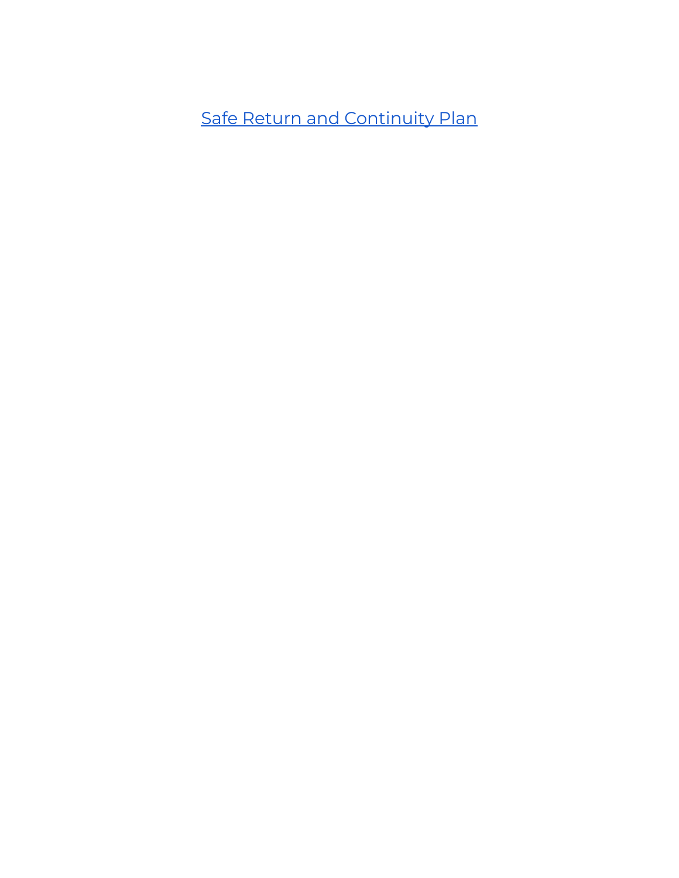Safe Return and Continuity Plan